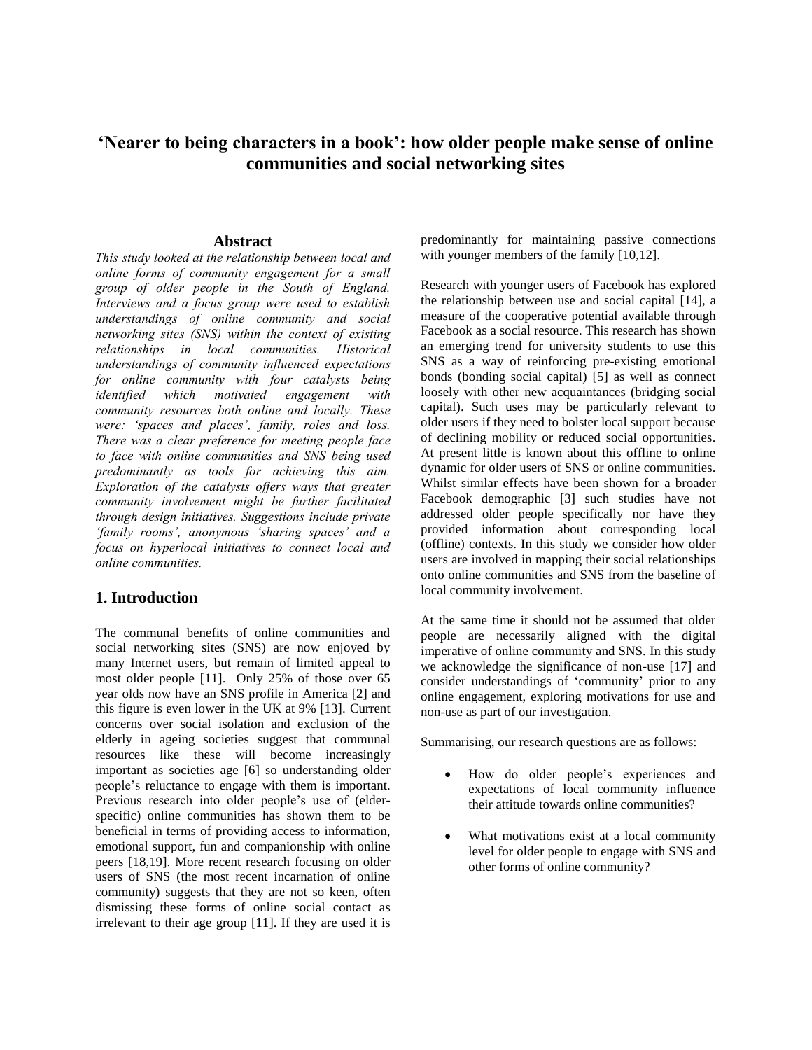# 'Nearer to being characters in a book': how older people make sense of online communities and social networking sites

## Abstract

*This study looked at the relationship between local and online forms of community engagement for a small group of older people in the South of England. Interviews and a focus group were used to establish understandings of online community and social networking sites (SNS) within the context of existing relationships in local communities. Historical understandings of community influenced expectations for online community with four catalysts being identified which motivated engagement with community resources both online and locally. These were: 'spaces and places', family, roles and loss. There was a clear preference for meeting people face to face with online communities and SNS being used predominantly as tools for achieving this aim. Exploration of the catalysts offers ways that greater community involvement might be further facilitated through design initiatives. Suggestions include private 'family rooms', anonymous 'sharing spaces' and a focus on hyperlocal initiatives to connect local and online communities.*

## 1. Introduction

The communal benefits of online communities and social networking sites (SNS) are now enjoyed by many Internet users, but remain of limited appeal to most older people [11]. Only 25% of those over 65 year olds now have an SNS profile in America [2] and this figure is even lower in the UK at 9% [13]. Current concerns over social isolation and exclusion of the elderly in ageing societies suggest that communal resources like these will become increasingly important as societies age [6] so understanding older people's reluctance to engage with them is important. Previous research into older people's use of (elder-specific) online communities has shown them to be beneficial in terms of providing access to information, emotional support, fun and companionship with online peers [18,19]. More recent research focusing on older users of SNS (the most recent incarnation of online community) suggests that they are not so keen, often dismissing these forms of online social contact as irrelevant to their age group [11]. If they are used it is predominantly for maintaining passive connections with younger members of the family [10,12].

Research with younger users of Facebook has explored the relationship between use and social capital [14], a measure of the cooperative potential available through Facebook as a social resource. This research has shown an emerging trend for university students to use this SNS as a way of reinforcing pre-existing emotional bonds (bonding social capital) [5] as well as connect loosely with other new acquaintances (bridging social capital). Such uses may be particularly relevant to older users if they need to bolster local support because of declining mobility or reduced social opportunities. At present little is known about this offline to online dynamic for older users of SNS or online communities. Whilst similar effects have been shown for a broader Facebook demographic [3] such studies have not addressed older people specifically nor have they provided information about corresponding local (offline) contexts. In this study we consider how older users are involved in mapping their social relationships onto online communities and SNS from the baseline of local community involvement.

At the same time it should not be assumed that older people are necessarily aligned with the digital imperative of online community and SNS. In this study we acknowledge the significance of non-use [17] and consider understandings of 'community' prior to any online engagement, exploring motivations for use and non-use as part of our investigation.

Summarising, our research questions are as follows:

- How do older people's experiences and expectations of local community influence their attitude towards online communities?
- What motivations exist at a local community level for older people to engage with SNS and other forms of online community?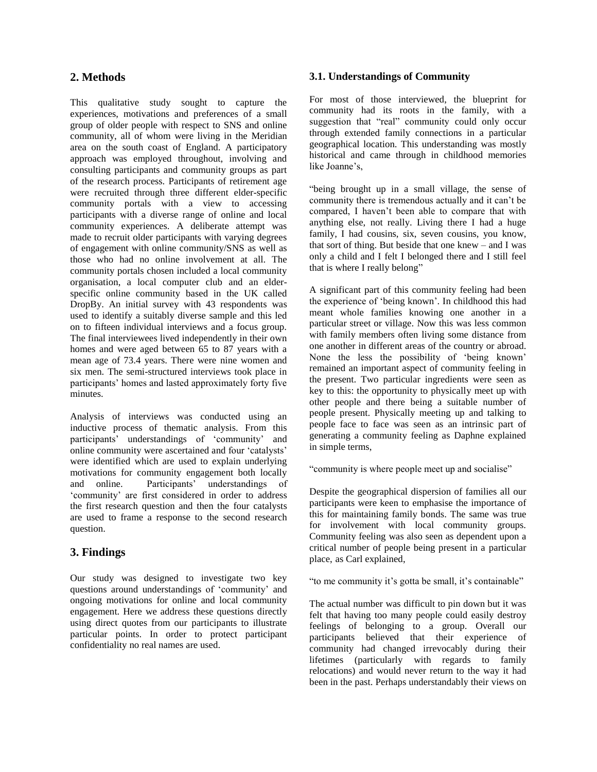## 2. Methods

This qualitative study sought to capture the experiences, motivations and preferences of a small group of older people with respect to SNS and online community, all of whom were living in the Meridian area on the south coast of England. A participatory approach was employed throughout, involving and consulting participants and community groups as part of the research process. Participants of retirement age were recruited through three different elder-specific community portals with a view to accessing participants with a diverse range of online and local community experiences. A deliberate attempt was made to recruit older participants with varying degrees of engagement with online community/SNS as well as those who had no online involvement at all. The community portals chosen included a local community organisation, a local computer club and an elder-specific online community based in the UK called DropBy. An initial survey with 43 respondents was used to identify a suitably diverse sample and this led on to fifteen individual interviews and a focus group. The final interviewees lived independently in their own homes and were aged between 65 to 87 years with a mean age of 73.4 years. There were nine women and six men. The semi-structured interviews took place in participants' homes and lasted approximately forty five minutes.

Analysis of interviews was conducted using an inductive process of thematic analysis. From this participants' understandings of 'community' and online community were ascertained and four 'catalysts' were identified which are used to explain underlying motivations for community engagement both locally and online. Participants' understandings of 'community' are first considered in order to address the first research question and then the four catalysts are used to frame a response to the second research question.

## 3. Findings

Our study was designed to investigate two key questions around understandings of 'community' and ongoing motivations for online and local community engagement. Here we address these questions directly using direct quotes from our participants to illustrate particular points. In order to protect participant confidentiality no real names are used.

### 3.1. Understandings of Community

For most of those interviewed, the blueprint for community had its roots in the family, with a suggestion that "real" community could only occur through extended family connections in a particular geographical location. This understanding was mostly historical and came through in childhood memories like Joanne's,

"being brought up in a small village, the sense of community there is tremendous actually and it can't be compared, I haven't been able to compare that with anything else, not really. Living there I had a huge family, I had cousins, six, seven cousins, you know, that sort of thing. But beside that one knew – and I was only a child and I felt I belonged there and I still feel that is where I really belong"

A significant part of this community feeling had been the experience of 'being known'. In childhood this had meant whole families knowing one another in a particular street or village. Now this was less common with family members often living some distance from one another in different areas of the country or abroad. None the less the possibility of 'being known' remained an important aspect of community feeling in the present. Two particular ingredients were seen as key to this: the opportunity to physically meet up with other people and there being a suitable number of people present. Physically meeting up and talking to people face to face was seen as an intrinsic part of generating a community feeling as Daphne explained in simple terms,

"community is where people meet up and socialise"

Despite the geographical dispersion of families all our participants were keen to emphasise the importance of this for maintaining family bonds. The same was true for involvement with local community groups. Community feeling was also seen as dependent upon a critical number of people being present in a particular place, as Carl explained,

"to me community it's gotta be small, it's containable"

The actual number was difficult to pin down but it was felt that having too many people could easily destroy feelings of belonging to a group. Overall our participants believed that their experience of community had changed irrevocably during their lifetimes (particularly with regards to family relocations) and would never return to the way it had been in the past. Perhaps understandably their views on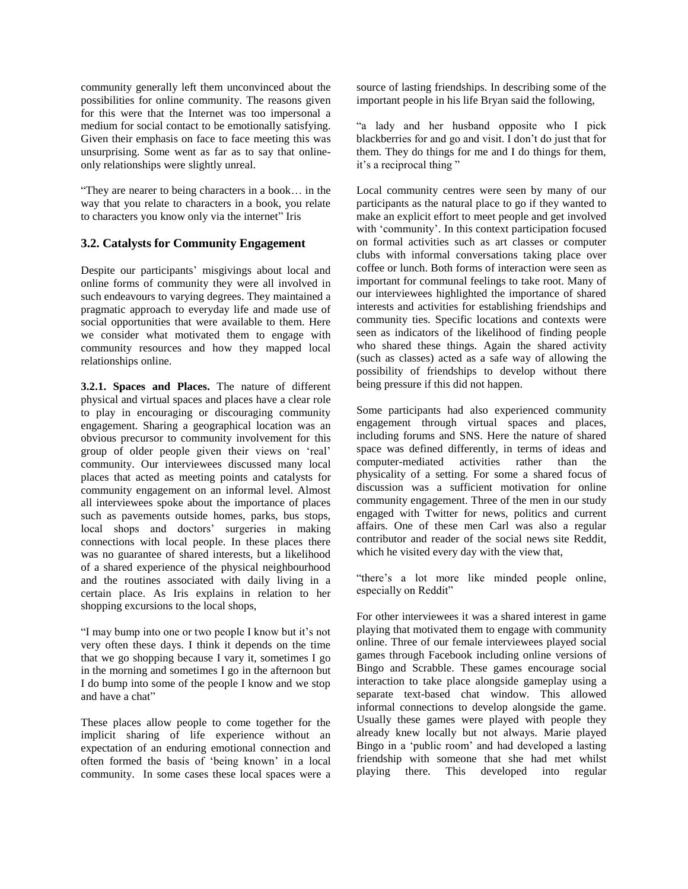community generally left them unconvinced about the possibilities for online community. The reasons given for this were that the Internet was too impersonal a medium for social contact to be emotionally satisfying. Given their emphasis on face to face meeting this was unsurprising. Some went as far as to say that online-only relationships were slightly unreal.

"They are nearer to being characters in a book… in the way that you relate to characters in a book, you relate to characters you know only via the internet" Iris

### 3.2. Catalysts for Community Engagement

Despite our participants' misgivings about local and online forms of community they were all involved in such endeavours to varying degrees. They maintained a pragmatic approach to everyday life and made use of social opportunities that were available to them. Here we consider what motivated them to engage with community resources and how they mapped local relationships online.

**3.2.1. Spaces and Places.** The nature of different physical and virtual spaces and places have a clear role to play in encouraging or discouraging community engagement. Sharing a geographical location was an obvious precursor to community involvement for this group of older people given their views on 'real' community. Our interviewees discussed many local places that acted as meeting points and catalysts for community engagement on an informal level. Almost all interviewees spoke about the importance of places such as pavements outside homes, parks, bus stops, local shops and doctors' surgeries in making connections with local people. In these places there was no guarantee of shared interests, but a likelihood of a shared experience of the physical neighbourhood and the routines associated with daily living in a certain place. As Iris explains in relation to her shopping excursions to the local shops,

"I may bump into one or two people I know but it's not very often these days. I think it depends on the time that we go shopping because I vary it, sometimes I go in the morning and sometimes I go in the afternoon but I do bump into some of the people I know and we stop and have a chat"

These places allow people to come together for the implicit sharing of life experience without an expectation of an enduring emotional connection and often formed the basis of 'being known' in a local community. In some cases these local spaces were a source of lasting friendships. In describing some of the important people in his life Bryan said the following,

"a lady and her husband opposite who I pick blackberries for and go and visit. I don't do just that for them. They do things for me and I do things for them, it's a reciprocal thing "

Local community centres were seen by many of our participants as the natural place to go if they wanted to make an explicit effort to meet people and get involved with 'community'. In this context participation focused on formal activities such as art classes or computer clubs with informal conversations taking place over coffee or lunch. Both forms of interaction were seen as important for communal feelings to take root. Many of our interviewees highlighted the importance of shared interests and activities for establishing friendships and community ties. Specific locations and contexts were seen as indicators of the likelihood of finding people who shared these things. Again the shared activity (such as classes) acted as a safe way of allowing the possibility of friendships to develop without there being pressure if this did not happen.

Some participants had also experienced community engagement through virtual spaces and places, including forums and SNS. Here the nature of shared space was defined differently, in terms of ideas and computer-mediated activities rather than the physicality of a setting. For some a shared focus of discussion was a sufficient motivation for online community engagement. Three of the men in our study engaged with Twitter for news, politics and current affairs. One of these men Carl was also a regular contributor and reader of the social news site Reddit, which he visited every day with the view that,

"there's a lot more like minded people online, especially on Reddit"

For other interviewees it was a shared interest in game playing that motivated them to engage with community online. Three of our female interviewees played social games through Facebook including online versions of Bingo and Scrabble. These games encourage social interaction to take place alongside gameplay using a separate text-based chat window. This allowed informal connections to develop alongside the game. Usually these games were played with people they already knew locally but not always. Marie played Bingo in a 'public room' and had developed a lasting friendship with someone that she had met whilst playing there. This developed into regular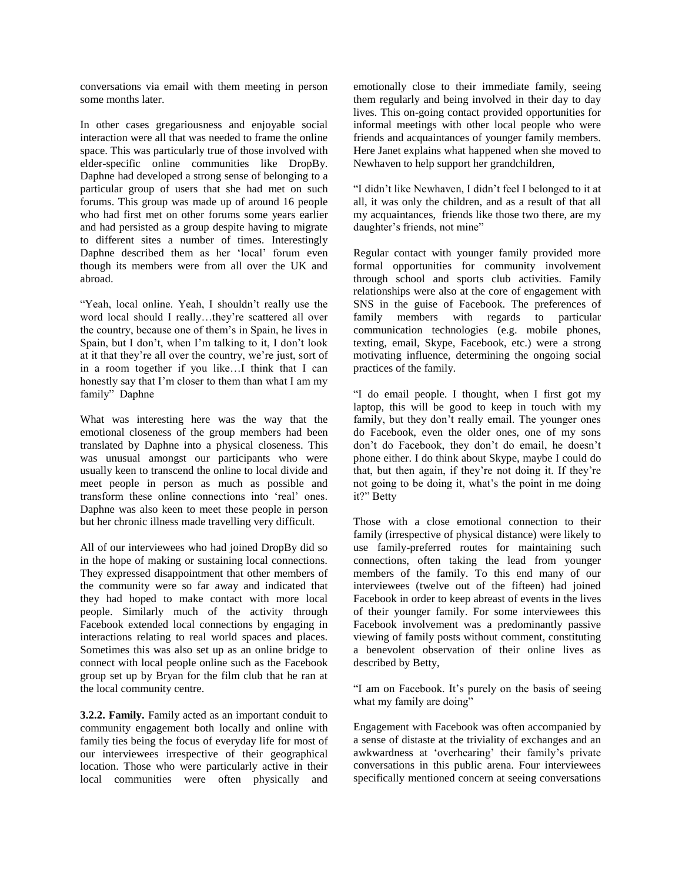conversations via email with them meeting in person some months later.

In other cases gregariousness and enjoyable social interaction were all that was needed to frame the online space. This was particularly true of those involved with elder-specific online communities like DropBy. Daphne had developed a strong sense of belonging to a particular group of users that she had met on such forums. This group was made up of around 16 people who had first met on other forums some years earlier and had persisted as a group despite having to migrate to different sites a number of times. Interestingly Daphne described them as her 'local' forum even though its members were from all over the UK and abroad.

"Yeah, local online. Yeah, I shouldn't really use the word local should I really…they're scattered all over the country, because one of them's in Spain, he lives in Spain, but I don't, when I'm talking to it, I don't look at it that they're all over the country, we're just, sort of in a room together if you like…I think that I can honestly say that I'm closer to them than what I am my family" Daphne

What was interesting here was the way that the emotional closeness of the group members had been translated by Daphne into a physical closeness. This was unusual amongst our participants who were usually keen to transcend the online to local divide and meet people in person as much as possible and transform these online connections into 'real' ones. Daphne was also keen to meet these people in person but her chronic illness made travelling very difficult.

All of our interviewees who had joined DropBy did so in the hope of making or sustaining local connections. They expressed disappointment that other members of the community were so far away and indicated that they had hoped to make contact with more local people. Similarly much of the activity through Facebook extended local connections by engaging in interactions relating to real world spaces and places. Sometimes this was also set up as an online bridge to connect with local people online such as the Facebook group set up by Bryan for the film club that he ran at the local community centre.

**3.2.2. Family.** Family acted as an important conduit to community engagement both locally and online with family ties being the focus of everyday life for most of our interviewees irrespective of their geographical location. Those who were particularly active in their local communities were often physically and emotionally close to their immediate family, seeing them regularly and being involved in their day to day lives. This on-going contact provided opportunities for informal meetings with other local people who were friends and acquaintances of younger family members. Here Janet explains what happened when she moved to Newhaven to help support her grandchildren,

"I didn't like Newhaven, I didn't feel I belonged to it at all, it was only the children, and as a result of that all my acquaintances, friends like those two there, are my daughter's friends, not mine"

Regular contact with younger family provided more formal opportunities for community involvement through school and sports club activities. Family relationships were also at the core of engagement with SNS in the guise of Facebook. The preferences of family members with regards to particular communication technologies (e.g. mobile phones, texting, email, Skype, Facebook, etc.) were a strong motivating influence, determining the ongoing social practices of the family.

"I do email people. I thought, when I first got my laptop, this will be good to keep in touch with my family, but they don't really email. The younger ones do Facebook, even the older ones, one of my sons don't do Facebook, they don't do email, he doesn't phone either. I do think about Skype, maybe I could do that, but then again, if they're not doing it. If they're not going to be doing it, what's the point in me doing it?" Betty

Those with a close emotional connection to their family (irrespective of physical distance) were likely to use family-preferred routes for maintaining such connections, often taking the lead from younger members of the family. To this end many of our interviewees (twelve out of the fifteen) had joined Facebook in order to keep abreast of events in the lives of their younger family. For some interviewees this Facebook involvement was a predominantly passive viewing of family posts without comment, constituting a benevolent observation of their online lives as described by Betty,

"I am on Facebook. It's purely on the basis of seeing what my family are doing"

Engagement with Facebook was often accompanied by a sense of distaste at the triviality of exchanges and an awkwardness at 'overhearing' their family's private conversations in this public arena. Four interviewees specifically mentioned concern at seeing conversations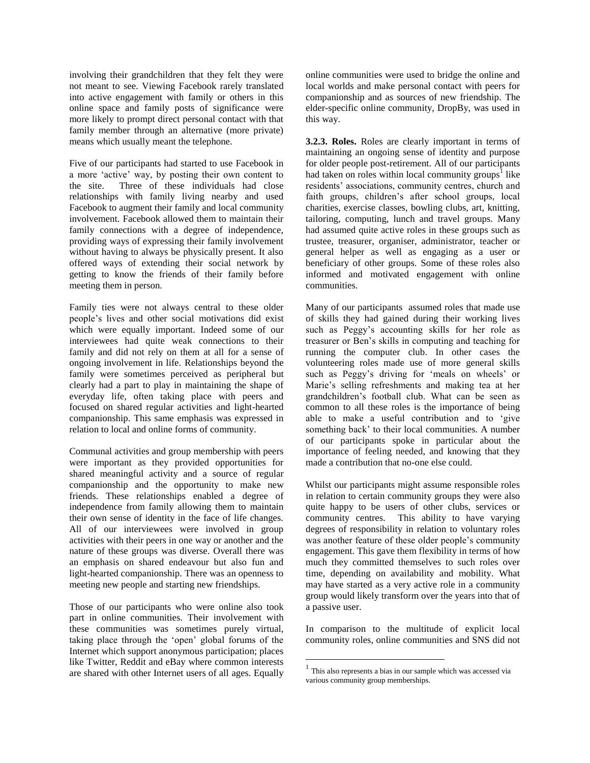involving their grandchildren that they felt they were not meant to see. Viewing Facebook rarely translated into active engagement with family or others in this online space and family posts of significance were more likely to prompt direct personal contact with that family member through an alternative (more private) means which usually meant the telephone.

Five of our participants had started to use Facebook in a more 'active' way, by posting their own content to the site. Three of these individuals had close relationships with family living nearby and used Facebook to augment their family and local community involvement. Facebook allowed them to maintain their family connections with a degree of independence, providing ways of expressing their family involvement without having to always be physically present. It also offered ways of extending their social network by getting to know the friends of their family before meeting them in person.

Family ties were not always central to these older people's lives and other social motivations did exist which were equally important. Indeed some of our interviewees had quite weak connections to their family and did not rely on them at all for a sense of ongoing involvement in life. Relationships beyond the family were sometimes perceived as peripheral but clearly had a part to play in maintaining the shape of everyday life, often taking place with peers and focused on shared regular activities and light-hearted companionship. This same emphasis was expressed in relation to local and online forms of community.

Communal activities and group membership with peers were important as they provided opportunities for shared meaningful activity and a source of regular companionship and the opportunity to make new friends. These relationships enabled a degree of independence from family allowing them to maintain their own sense of identity in the face of life changes. All of our interviewees were involved in group activities with their peers in one way or another and the nature of these groups was diverse. Overall there was an emphasis on shared endeavour but also fun and light-hearted companionship. There was an openness to meeting new people and starting new friendships.

Those of our participants who were online also took part in online communities. Their involvement with these communities was sometimes purely virtual, taking place through the 'open' global forums of the Internet which support anonymous participation; places like Twitter, Reddit and eBay where common interests are shared with other Internet users of all ages. Equally online communities were used to bridge the online and local worlds and make personal contact with peers for companionship and as sources of new friendship. The elder-specific online community, DropBy, was used in this way.

**3.2.3. Roles.** Roles are clearly important in terms of maintaining an ongoing sense of identity and purpose for older people post-retirement. All of our participants had taken on roles within local community groups[1] like residents' associations, community centres, church and faith groups, children's after school groups, local charities, exercise classes, bowling clubs, art, knitting, tailoring, computing, lunch and travel groups. Many had assumed quite active roles in these groups such as trustee, treasurer, organiser, administrator, teacher or general helper as well as engaging as a user or beneficiary of other groups. Some of these roles also informed and motivated engagement with online communities.

Many of our participants assumed roles that made use of skills they had gained during their working lives such as Peggy's accounting skills for her role as treasurer or Ben's skills in computing and teaching for running the computer club. In other cases the volunteering roles made use of more general skills such as Peggy's driving for 'meals on wheels' or Marie's selling refreshments and making tea at her grandchildren's football club. What can be seen as common to all these roles is the importance of being able to make a useful contribution and to 'give something back' to their local communities. A number of our participants spoke in particular about the importance of feeling needed, and knowing that they made a contribution that no-one else could.

Whilst our participants might assume responsible roles in relation to certain community groups they were also quite happy to be users of other clubs, services or community centres. This ability to have varying degrees of responsibility in relation to voluntary roles was another feature of these older people's community engagement. This gave them flexibility in terms of how much they committed themselves to such roles over time, depending on availability and mobility. What may have started as a very active role in a community group would likely transform over the years into that of a passive user.

In comparison to the multitude of explicit local community roles, online communities and SNS did not

[1] This also represents a bias in our sample which was accessed via various community group memberships.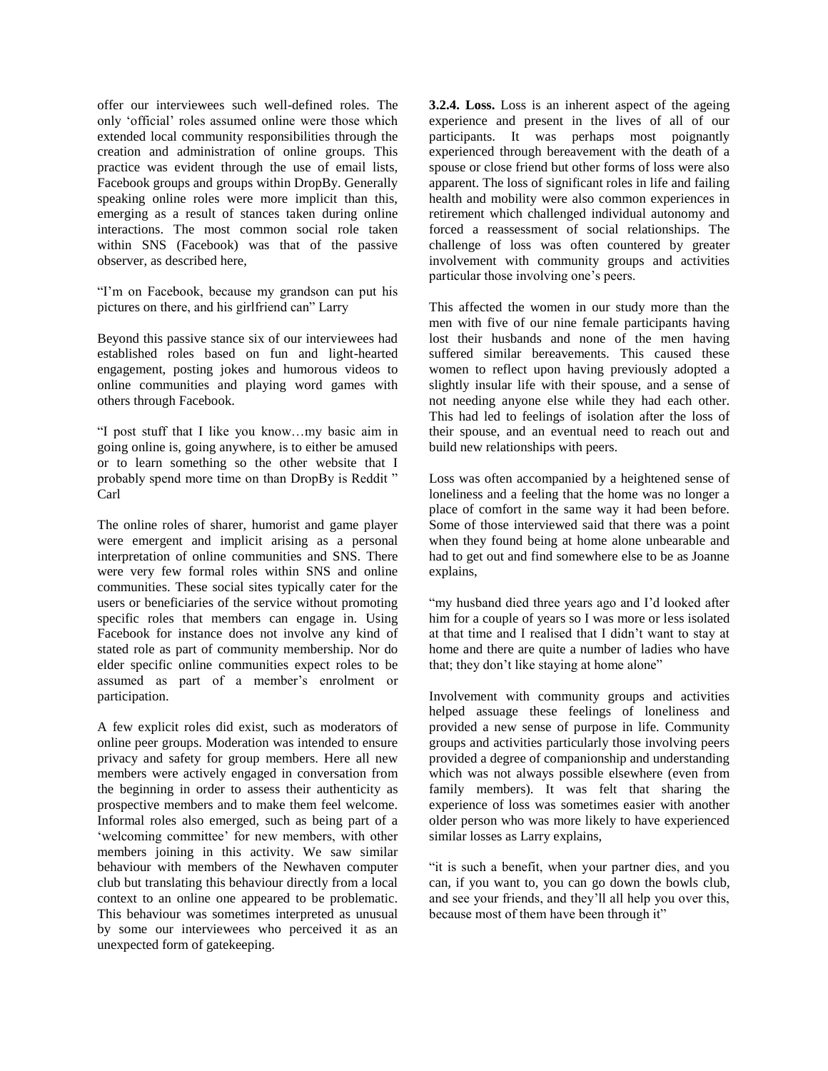offer our interviewees such well-defined roles. The only 'official' roles assumed online were those which extended local community responsibilities through the creation and administration of online groups. This practice was evident through the use of email lists, Facebook groups and groups within DropBy. Generally speaking online roles were more implicit than this, emerging as a result of stances taken during online interactions. The most common social role taken within SNS (Facebook) was that of the passive observer, as described here,

"I'm on Facebook, because my grandson can put his pictures on there, and his girlfriend can" Larry

Beyond this passive stance six of our interviewees had established roles based on fun and light-hearted engagement, posting jokes and humorous videos to online communities and playing word games with others through Facebook.

"I post stuff that I like you know…my basic aim in going online is, going anywhere, is to either be amused or to learn something so the other website that I probably spend more time on than DropBy is Reddit " Carl

The online roles of sharer, humorist and game player were emergent and implicit arising as a personal interpretation of online communities and SNS. There were very few formal roles within SNS and online communities. These social sites typically cater for the users or beneficiaries of the service without promoting specific roles that members can engage in. Using Facebook for instance does not involve any kind of stated role as part of community membership. Nor do elder specific online communities expect roles to be assumed as part of a member's enrolment or participation.

A few explicit roles did exist, such as moderators of online peer groups. Moderation was intended to ensure privacy and safety for group members. Here all new members were actively engaged in conversation from the beginning in order to assess their authenticity as prospective members and to make them feel welcome. Informal roles also emerged, such as being part of a 'welcoming committee' for new members, with other members joining in this activity. We saw similar behaviour with members of the Newhaven computer club but translating this behaviour directly from a local context to an online one appeared to be problematic. This behaviour was sometimes interpreted as unusual by some our interviewees who perceived it as an unexpected form of gatekeeping.

**3.2.4. Loss.** Loss is an inherent aspect of the ageing experience and present in the lives of all of our participants. It was perhaps most poignantly experienced through bereavement with the death of a spouse or close friend but other forms of loss were also apparent. The loss of significant roles in life and failing health and mobility were also common experiences in retirement which challenged individual autonomy and forced a reassessment of social relationships. The challenge of loss was often countered by greater involvement with community groups and activities particular those involving one's peers.

This affected the women in our study more than the men with five of our nine female participants having lost their husbands and none of the men having suffered similar bereavements. This caused these women to reflect upon having previously adopted a slightly insular life with their spouse, and a sense of not needing anyone else while they had each other. This had led to feelings of isolation after the loss of their spouse, and an eventual need to reach out and build new relationships with peers.

Loss was often accompanied by a heightened sense of loneliness and a feeling that the home was no longer a place of comfort in the same way it had been before. Some of those interviewed said that there was a point when they found being at home alone unbearable and had to get out and find somewhere else to be as Joanne explains,

"my husband died three years ago and I'd looked after him for a couple of years so I was more or less isolated at that time and I realised that I didn't want to stay at home and there are quite a number of ladies who have that; they don't like staying at home alone"

Involvement with community groups and activities helped assuage these feelings of loneliness and provided a new sense of purpose in life. Community groups and activities particularly those involving peers provided a degree of companionship and understanding which was not always possible elsewhere (even from family members). It was felt that sharing the experience of loss was sometimes easier with another older person who was more likely to have experienced similar losses as Larry explains,

"it is such a benefit, when your partner dies, and you can, if you want to, you can go down the bowls club, and see your friends, and they'll all help you over this, because most of them have been through it"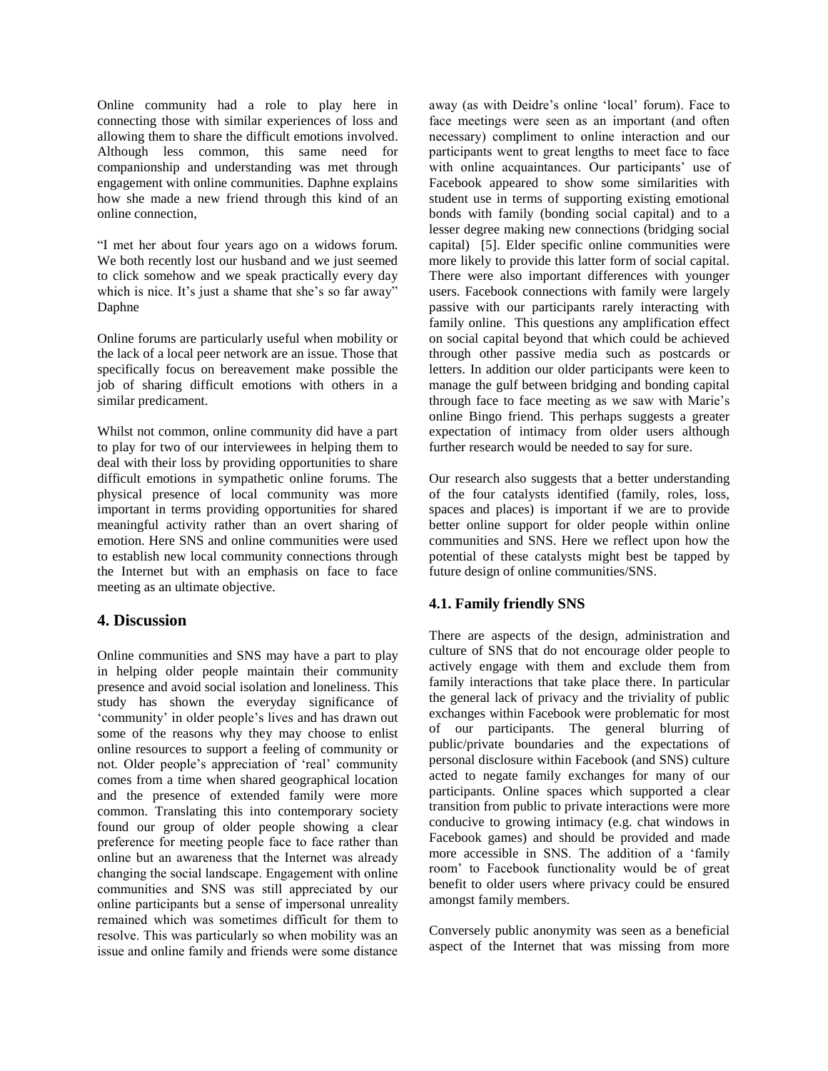Online community had a role to play here in connecting those with similar experiences of loss and allowing them to share the difficult emotions involved. Although less common, this same need for companionship and understanding was met through engagement with online communities. Daphne explains how she made a new friend through this kind of an online connection,

"I met her about four years ago on a widows forum. We both recently lost our husband and we just seemed to click somehow and we speak practically every day which is nice. It's just a shame that she's so far away" Daphne

Online forums are particularly useful when mobility or the lack of a local peer network are an issue. Those that specifically focus on bereavement make possible the job of sharing difficult emotions with others in a similar predicament.

Whilst not common, online community did have a part to play for two of our interviewees in helping them to deal with their loss by providing opportunities to share difficult emotions in sympathetic online forums. The physical presence of local community was more important in terms providing opportunities for shared meaningful activity rather than an overt sharing of emotion. Here SNS and online communities were used to establish new local community connections through the Internet but with an emphasis on face to face meeting as an ultimate objective.

## 4. Discussion

Online communities and SNS may have a part to play in helping older people maintain their community presence and avoid social isolation and loneliness. This study has shown the everyday significance of 'community' in older people's lives and has drawn out some of the reasons why they may choose to enlist online resources to support a feeling of community or not. Older people's appreciation of 'real' community comes from a time when shared geographical location and the presence of extended family were more common. Translating this into contemporary society found our group of older people showing a clear preference for meeting people face to face rather than online but an awareness that the Internet was already changing the social landscape. Engagement with online communities and SNS was still appreciated by our online participants but a sense of impersonal unreality remained which was sometimes difficult for them to resolve. This was particularly so when mobility was an issue and online family and friends were some distance away (as with Deidre's online 'local' forum). Face to face meetings were seen as an important (and often necessary) compliment to online interaction and our participants went to great lengths to meet face to face with online acquaintances. Our participants' use of Facebook appeared to show some similarities with student use in terms of supporting existing emotional bonds with family (bonding social capital) and to a lesser degree making new connections (bridging social capital) [5]. Elder specific online communities were more likely to provide this latter form of social capital. There were also important differences with younger users. Facebook connections with family were largely passive with our participants rarely interacting with family online. This questions any amplification effect on social capital beyond that which could be achieved through other passive media such as postcards or letters. In addition our older participants were keen to manage the gulf between bridging and bonding capital through face to face meeting as we saw with Marie's online Bingo friend. This perhaps suggests a greater expectation of intimacy from older users although further research would be needed to say for sure.

Our research also suggests that a better understanding of the four catalysts identified (family, roles, loss, spaces and places) is important if we are to provide better online support for older people within online communities and SNS. Here we reflect upon how the potential of these catalysts might best be tapped by future design of online communities/SNS.

### 4.1. Family friendly SNS

There are aspects of the design, administration and culture of SNS that do not encourage older people to actively engage with them and exclude them from family interactions that take place there. In particular the general lack of privacy and the triviality of public exchanges within Facebook were problematic for most of our participants. The general blurring of public/private boundaries and the expectations of personal disclosure within Facebook (and SNS) culture acted to negate family exchanges for many of our participants. Online spaces which supported a clear transition from public to private interactions were more conducive to growing intimacy (e.g. chat windows in Facebook games) and should be provided and made more accessible in SNS. The addition of a 'family room' to Facebook functionality would be of great benefit to older users where privacy could be ensured amongst family members.

Conversely public anonymity was seen as a beneficial aspect of the Internet that was missing from more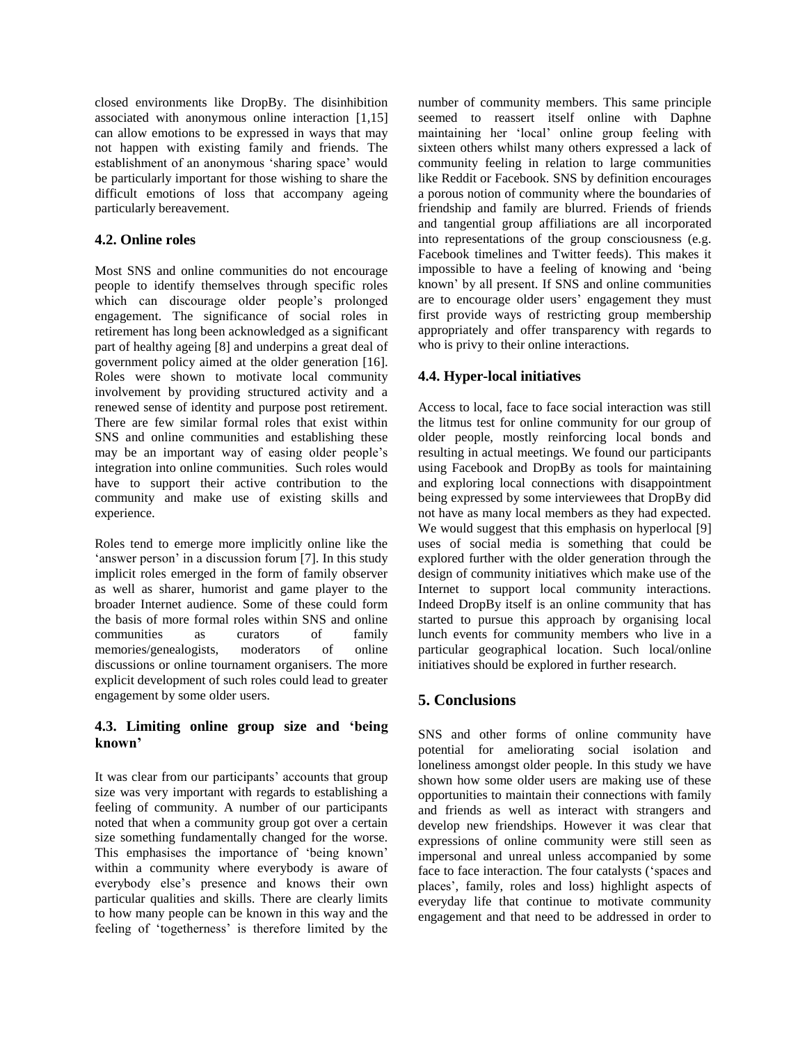closed environments like DropBy. The disinhibition associated with anonymous online interaction [1,15] can allow emotions to be expressed in ways that may not happen with existing family and friends. The establishment of an anonymous 'sharing space' would be particularly important for those wishing to share the difficult emotions of loss that accompany ageing particularly bereavement.

### 4.2. Online roles

Most SNS and online communities do not encourage people to identify themselves through specific roles which can discourage older people's prolonged engagement. The significance of social roles in retirement has long been acknowledged as a significant part of healthy ageing [8] and underpins a great deal of government policy aimed at the older generation [16]. Roles were shown to motivate local community involvement by providing structured activity and a renewed sense of identity and purpose post retirement. There are few similar formal roles that exist within SNS and online communities and establishing these may be an important way of easing older people's integration into online communities. Such roles would have to support their active contribution to the community and make use of existing skills and experience.

Roles tend to emerge more implicitly online like the 'answer person' in a discussion forum [7]. In this study implicit roles emerged in the form of family observer as well as sharer, humorist and game player to the broader Internet audience. Some of these could form the basis of more formal roles within SNS and online communities as curators of family memories/genealogists, moderators of online discussions or online tournament organisers. The more explicit development of such roles could lead to greater engagement by some older users.

### 4.3. Limiting online group size and 'being known'

It was clear from our participants' accounts that group size was very important with regards to establishing a feeling of community. A number of our participants noted that when a community group got over a certain size something fundamentally changed for the worse. This emphasises the importance of 'being known' within a community where everybody is aware of everybody else's presence and knows their own particular qualities and skills. There are clearly limits to how many people can be known in this way and the feeling of 'togetherness' is therefore limited by the number of community members. This same principle seemed to reassert itself online with Daphne maintaining her 'local' online group feeling with sixteen others whilst many others expressed a lack of community feeling in relation to large communities like Reddit or Facebook. SNS by definition encourages a porous notion of community where the boundaries of friendship and family are blurred. Friends of friends and tangential group affiliations are all incorporated into representations of the group consciousness (e.g. Facebook timelines and Twitter feeds). This makes it impossible to have a feeling of knowing and 'being known' by all present. If SNS and online communities are to encourage older users' engagement they must first provide ways of restricting group membership appropriately and offer transparency with regards to who is privy to their online interactions.

### 4.4. Hyper-local initiatives

Access to local, face to face social interaction was still the litmus test for online community for our group of older people, mostly reinforcing local bonds and resulting in actual meetings. We found our participants using Facebook and DropBy as tools for maintaining and exploring local connections with disappointment being expressed by some interviewees that DropBy did not have as many local members as they had expected. We would suggest that this emphasis on hyperlocal [9] uses of social media is something that could be explored further with the older generation through the design of community initiatives which make use of the Internet to support local community interactions. Indeed DropBy itself is an online community that has started to pursue this approach by organising local lunch events for community members who live in a particular geographical location. Such local/online initiatives should be explored in further research.

## 5. Conclusions

SNS and other forms of online community have potential for ameliorating social isolation and loneliness amongst older people. In this study we have shown how some older users are making use of these opportunities to maintain their connections with family and friends as well as interact with strangers and develop new friendships. However it was clear that expressions of online community were still seen as impersonal and unreal unless accompanied by some face to face interaction. The four catalysts ('spaces and places', family, roles and loss) highlight aspects of everyday life that continue to motivate community engagement and that need to be addressed in order to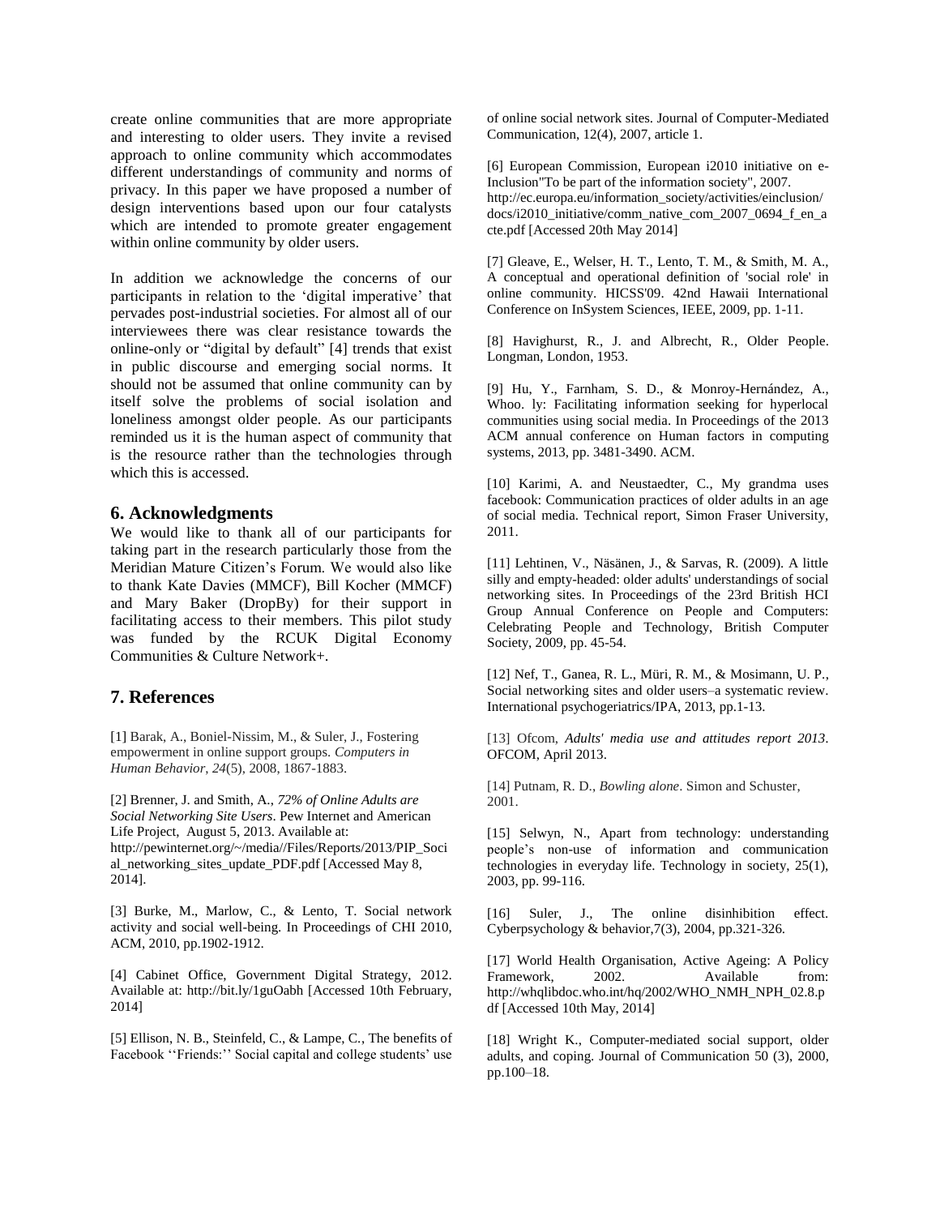create online communities that are more appropriate and interesting to older users. They invite a revised approach to online community which accommodates different understandings of community and norms of privacy. In this paper we have proposed a number of design interventions based upon our four catalysts which are intended to promote greater engagement within online community by older users.

In addition we acknowledge the concerns of our participants in relation to the 'digital imperative' that pervades post-industrial societies. For almost all of our interviewees there was clear resistance towards the online-only or "digital by default" [4] trends that exist in public discourse and emerging social norms. It should not be assumed that online community can by itself solve the problems of social isolation and loneliness amongst older people. As our participants reminded us it is the human aspect of community that is the resource rather than the technologies through which this is accessed.

## 6. Acknowledgments

We would like to thank all of our participants for taking part in the research particularly those from the Meridian Mature Citizen's Forum. We would also like to thank Kate Davies (MMCF), Bill Kocher (MMCF) and Mary Baker (DropBy) for their support in facilitating access to their members. This pilot study was funded by the RCUK Digital Economy Communities & Culture Network+.

## 7. References

[1] Barak, A., Boniel-Nissim, M., & Suler, J., Fostering empowerment in online support groups. *Computers in Human Behavior*, *24*(5), 2008, 1867-1883.

[2] Brenner, J. and Smith, A., *72% of Online Adults are Social Networking Site Users*. Pew Internet and American Life Project, August 5, 2013. Available at: http://pewinternet.org/~/media//Files/Reports/2013/PIP_Social_networking_sites_update_PDF.pdf [Accessed May 8, 2014].

[3] Burke, M., Marlow, C., & Lento, T. Social network activity and social well-being. In Proceedings of CHI 2010, ACM, 2010, pp.1902-1912.

[4] Cabinet Office, Government Digital Strategy, 2012. Available at: http://bit.ly/1guOabh [Accessed 10th February, 2014]

[5] Ellison, N. B., Steinfeld, C., & Lampe, C., The benefits of Facebook ''Friends:'' Social capital and college students' use of online social network sites. Journal of Computer-Mediated Communication, 12(4), 2007, article 1.

[6] European Commission, European i2010 initiative on e-Inclusion"To be part of the information society", 2007. http://ec.europa.eu/information_society/activities/einclusion/docs/i2010_initiative/comm_native_com_2007_0694_f_en_acte.pdf [Accessed 20th May 2014]

[7] Gleave, E., Welser, H. T., Lento, T. M., & Smith, M. A., A conceptual and operational definition of 'social role' in online community. HICSS'09. 42nd Hawaii International Conference on InSystem Sciences, IEEE, 2009, pp. 1-11.

[8] Havighurst, R., J. and Albrecht, R., Older People. Longman, London, 1953.

[9] Hu, Y., Farnham, S. D., & Monroy-Hernández, A., Whoo. ly: Facilitating information seeking for hyperlocal communities using social media. In Proceedings of the 2013 ACM annual conference on Human factors in computing systems, 2013, pp. 3481-3490. ACM.

[10] Karimi, A. and Neustaedter, C., My grandma uses facebook: Communication practices of older adults in an age of social media. Technical report, Simon Fraser University, 2011.

[11] Lehtinen, V., Näsänen, J., & Sarvas, R. (2009). A little silly and empty-headed: older adults' understandings of social networking sites. In Proceedings of the 23rd British HCI Group Annual Conference on People and Computers: Celebrating People and Technology, British Computer Society, 2009, pp. 45-54.

[12] Nef, T., Ganea, R. L., Müri, R. M., & Mosimann, U. P., Social networking sites and older users–a systematic review. International psychogeriatrics/IPA, 2013, pp.1-13.

[13] Ofcom, *Adults' media use and attitudes report 2013*. OFCOM, April 2013.

[14] Putnam, R. D., *Bowling alone*. Simon and Schuster, 2001.

[15] Selwyn, N., Apart from technology: understanding people's non-use of information and communication technologies in everyday life. Technology in society, 25(1), 2003, pp. 99-116.

[16] Suler, J., The online disinhibition effect. Cyberpsychology & behavior,7(3), 2004, pp.321-326.

[17] World Health Organisation, Active Ageing: A Policy Framework, 2002. Available from: http://whqlibdoc.who.int/hq/2002/WHO_NMH_NPH_02.8.pdf [Accessed 10th May, 2014]

[18] Wright K., Computer-mediated social support, older adults, and coping. Journal of Communication 50 (3), 2000, pp.100–18.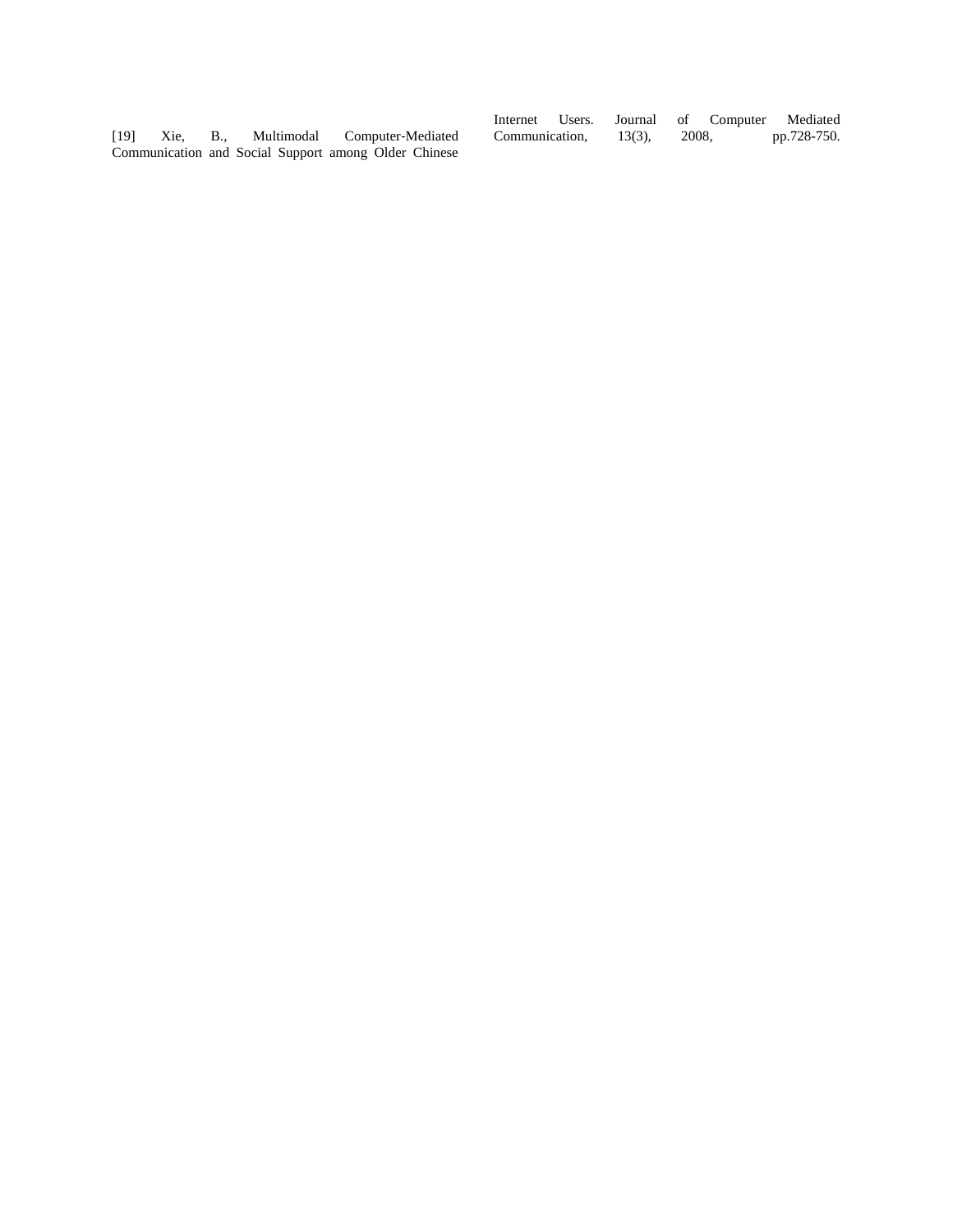[19] Xie, B., Multimodal Computer-Mediated Communication and Social Support among Older Chinese Internet Users. Journal of Computer Mediated Communication, 13(3), 2008, pp.728-750.